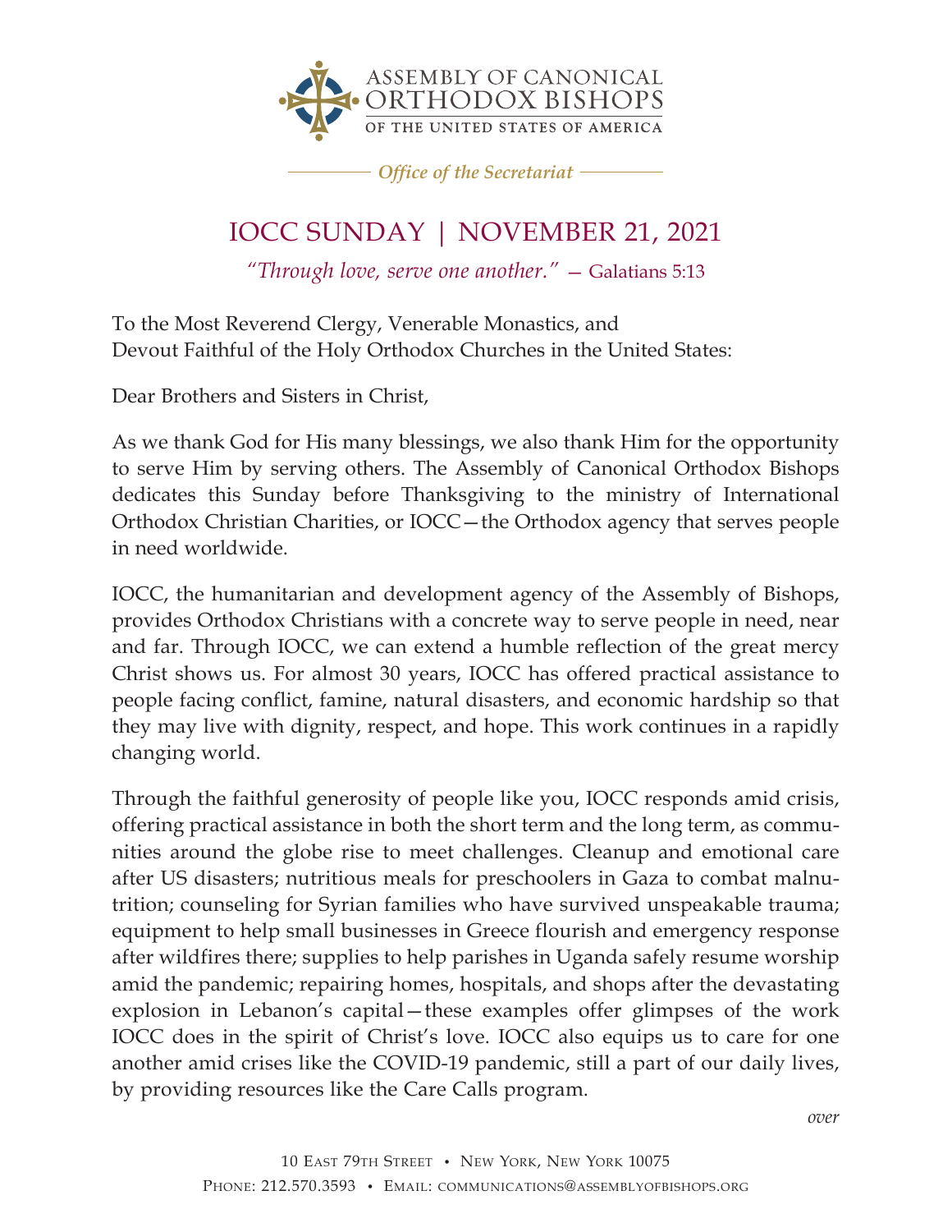ASSEMBLY OF CANONICAL ORTHODOX BISHOPS OF THE UNITED STATES OF AMERICA

*Office of the Secretariat*

# IOCC SUNDAY | NOVEMBER 21, 2021

*"Through love, serve one another."* — Galatians 5:13

To the Most Reverend Clergy, Venerable Monastics, and
Devout Faithful of the Holy Orthodox Churches in the United States:

Dear Brothers and Sisters in Christ,

As we thank God for His many blessings, we also thank Him for the opportunity to serve Him by serving others. The Assembly of Canonical Orthodox Bishops dedicates this Sunday before Thanksgiving to the ministry of International Orthodox Christian Charities, or IOCC—the Orthodox agency that serves people in need worldwide.

IOCC, the humanitarian and development agency of the Assembly of Bishops, provides Orthodox Christians with a concrete way to serve people in need, near and far. Through IOCC, we can extend a humble reflection of the great mercy Christ shows us. For almost 30 years, IOCC has offered practical assistance to people facing conflict, famine, natural disasters, and economic hardship so that they may live with dignity, respect, and hope. This work continues in a rapidly changing world.

Through the faithful generosity of people like you, IOCC responds amid crisis, offering practical assistance in both the short term and the long term, as communities around the globe rise to meet challenges. Cleanup and emotional care after US disasters; nutritious meals for preschoolers in Gaza to combat malnutrition; counseling for Syrian families who have survived unspeakable trauma; equipment to help small businesses in Greece flourish and emergency response after wildfires there; supplies to help parishes in Uganda safely resume worship amid the pandemic; repairing homes, hospitals, and shops after the devastating explosion in Lebanon's capital—these examples offer glimpses of the work IOCC does in the spirit of Christ's love. IOCC also equips us to care for one another amid crises like the COVID-19 pandemic, still a part of our daily lives, by providing resources like the Care Calls program.

*over*

10 East 79th Street • New York, New York 10075
Phone: 212.570.3593 • Email: communications@assemblyofbishops.org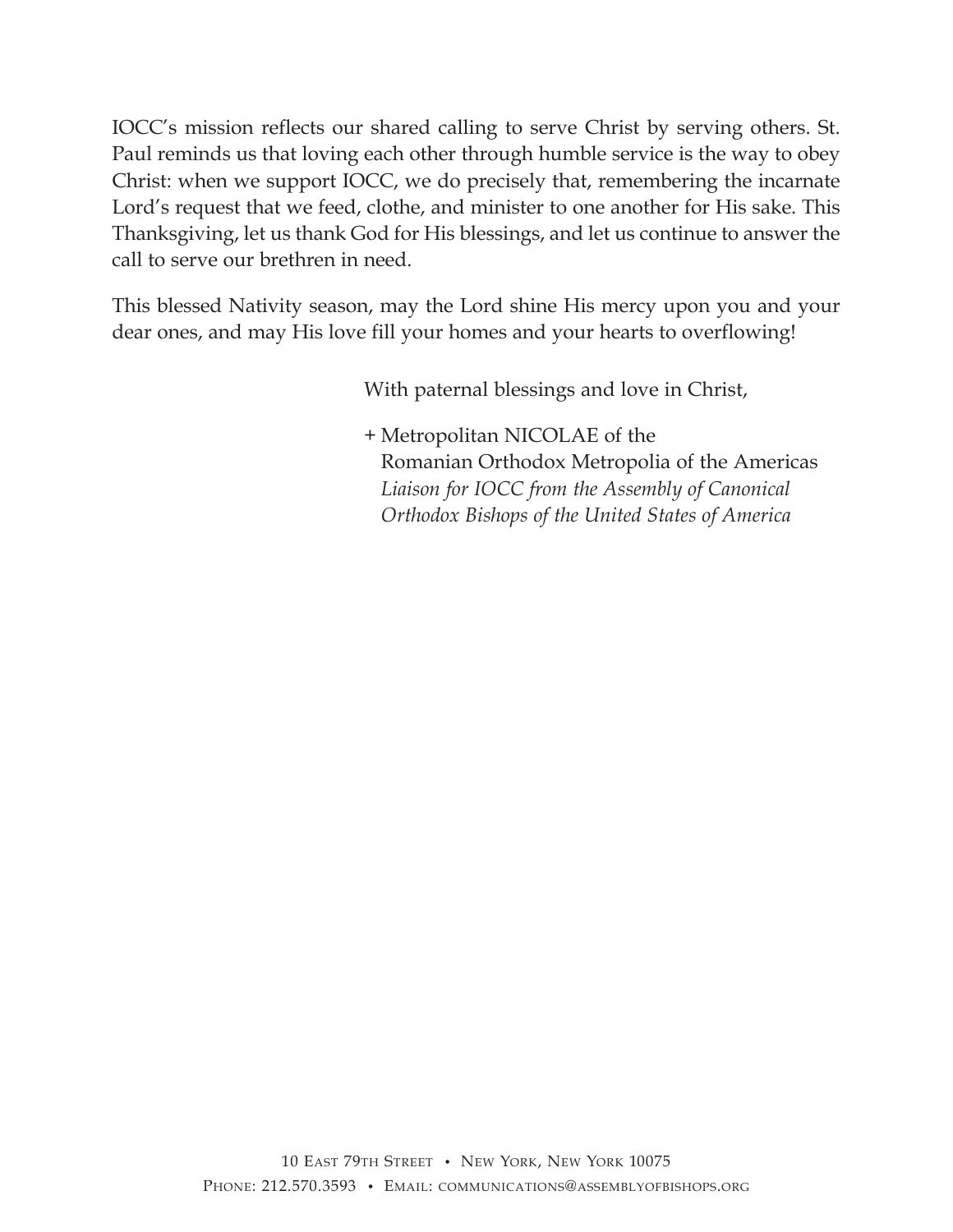IOCC's mission reflects our shared calling to serve Christ by serving others. St. Paul reminds us that loving each other through humble service is the way to obey Christ: when we support IOCC, we do precisely that, remembering the incarnate Lord's request that we feed, clothe, and minister to one another for His sake. This Thanksgiving, let us thank God for His blessings, and let us continue to answer the call to serve our brethren in need.

This blessed Nativity season, may the Lord shine His mercy upon you and your dear ones, and may His love fill your homes and your hearts to overflowing!

With paternal blessings and love in Christ,

+ Metropolitan NICOLAE of the
Romanian Orthodox Metropolia of the Americas
*Liaison for IOCC from the Assembly of Canonical Orthodox Bishops of the United States of America*

10 East 79th Street • New York, New York 10075
Phone: 212.570.3593 • Email: communications@assemblyofbishops.org